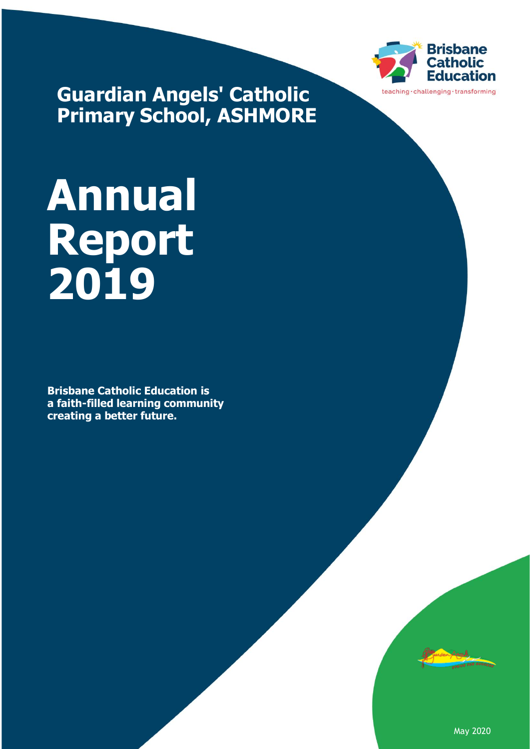Brisbane Catholic Education

teaching · challenging · transforming

## Guardian Angels' Catholic Primary School, ASHMORE

# Annual Report 2019

**Brisbane Catholic Education is a faith-filled learning community creating a better future.**

May 2020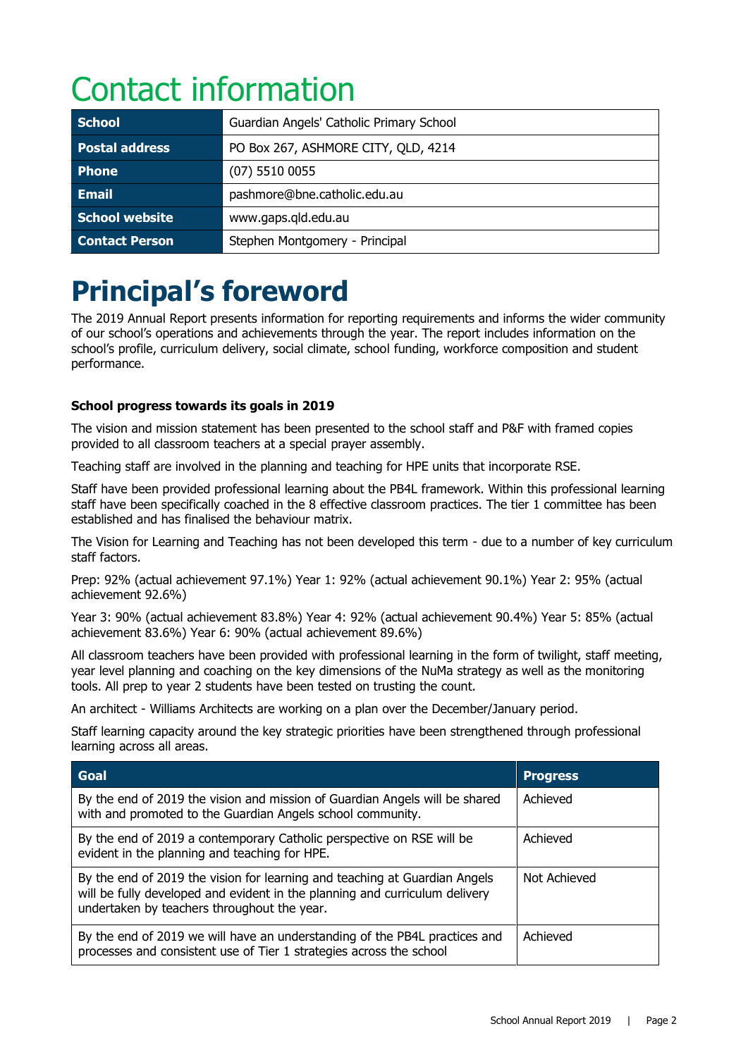# Contact information

| School | Guardian Angels' Catholic Primary School |
|---|---|
| Postal address | PO Box 267, ASHMORE CITY, QLD, 4214 |
| Phone | (07) 5510 0055 |
| Email | pashmore@bne.catholic.edu.au |
| School website | www.gaps.qld.edu.au |
| Contact Person | Stephen Montgomery - Principal |

# Principal's foreword

The 2019 Annual Report presents information for reporting requirements and informs the wider community of our school's operations and achievements through the year. The report includes information on the school's profile, curriculum delivery, social climate, school funding, workforce composition and student performance.

**School progress towards its goals in 2019**

The vision and mission statement has been presented to the school staff and P&F with framed copies provided to all classroom teachers at a special prayer assembly.

Teaching staff are involved in the planning and teaching for HPE units that incorporate RSE.

Staff have been provided professional learning about the PB4L framework. Within this professional learning staff have been specifically coached in the 8 effective classroom practices. The tier 1 committee has been established and has finalised the behaviour matrix.

The Vision for Learning and Teaching has not been developed this term - due to a number of key curriculum staff factors.

Prep: 92% (actual achievement 97.1%) Year 1: 92% (actual achievement 90.1%) Year 2: 95% (actual achievement 92.6%)

Year 3: 90% (actual achievement 83.8%) Year 4: 92% (actual achievement 90.4%) Year 5: 85% (actual achievement 83.6%) Year 6: 90% (actual achievement 89.6%)

All classroom teachers have been provided with professional learning in the form of twilight, staff meeting, year level planning and coaching on the key dimensions of the NuMa strategy as well as the monitoring tools. All prep to year 2 students have been tested on trusting the count.

An architect - Williams Architects are working on a plan over the December/January period.

Staff learning capacity around the key strategic priorities have been strengthened through professional learning across all areas.

| Goal | Progress |
|---|---|
| By the end of 2019 the vision and mission of Guardian Angels will be shared with and promoted to the Guardian Angels school community. | Achieved |
| By the end of 2019 a contemporary Catholic perspective on RSE will be evident in the planning and teaching for HPE. | Achieved |
| By the end of 2019 the vision for learning and teaching at Guardian Angels will be fully developed and evident in the planning and curriculum delivery undertaken by teachers throughout the year. | Not Achieved |
| By the end of 2019 we will have an understanding of the PB4L practices and processes and consistent use of Tier 1 strategies across the school | Achieved |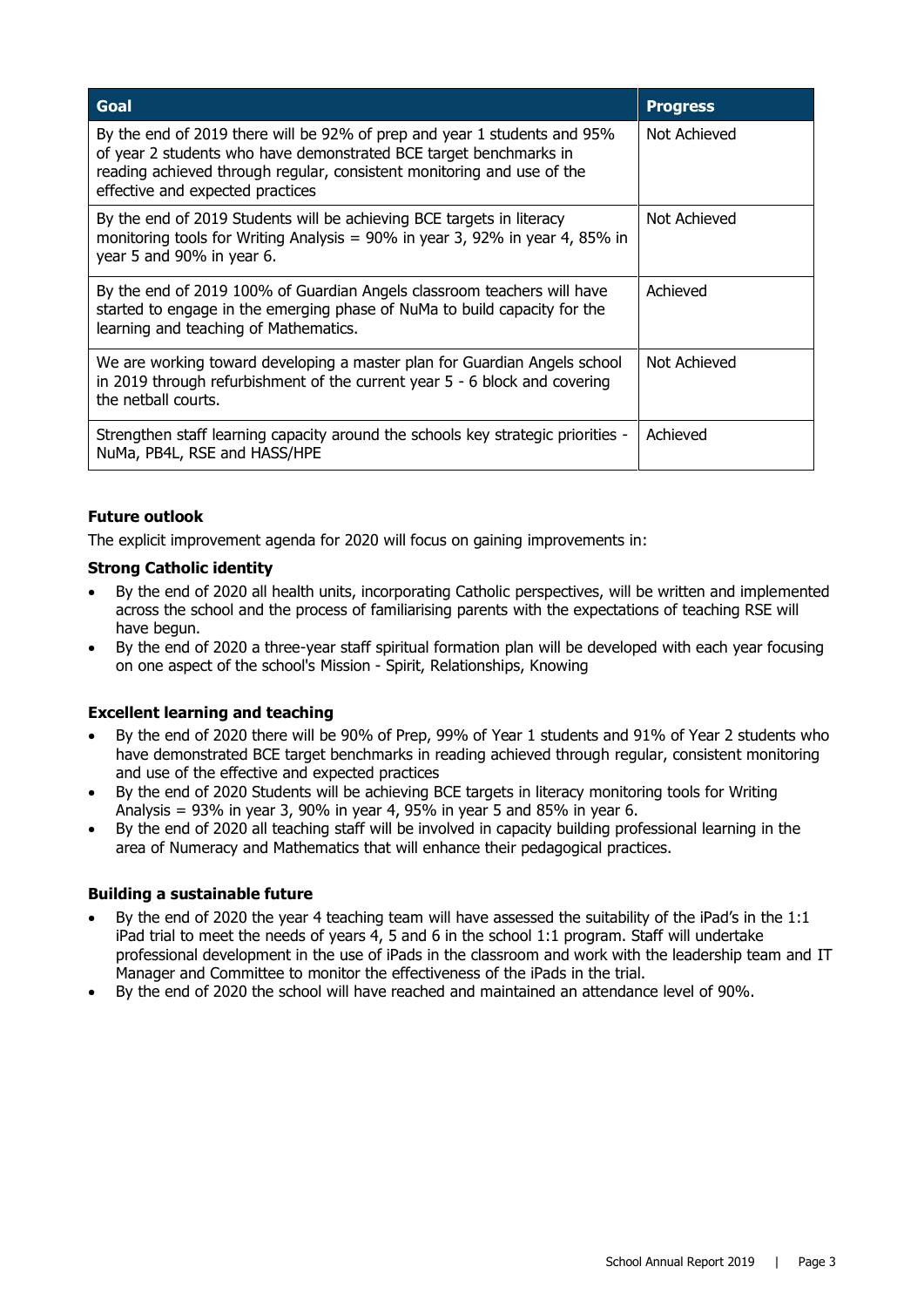| Goal | Progress |
| --- | --- |
| By the end of 2019 there will be 92% of prep and year 1 students and 95% of year 2 students who have demonstrated BCE target benchmarks in reading achieved through regular, consistent monitoring and use of the effective and expected practices | Not Achieved |
| By the end of 2019 Students will be achieving BCE targets in literacy monitoring tools for Writing Analysis = 90% in year 3, 92% in year 4, 85% in year 5 and 90% in year 6. | Not Achieved |
| By the end of 2019 100% of Guardian Angels classroom teachers will have started to engage in the emerging phase of NuMa to build capacity for the learning and teaching of Mathematics. | Achieved |
| We are working toward developing a master plan for Guardian Angels school in 2019 through refurbishment of the current year 5 - 6 block and covering the netball courts. | Not Achieved |
| Strengthen staff learning capacity around the schools key strategic priorities - NuMa, PB4L, RSE and HASS/HPE | Achieved |

### Future outlook

The explicit improvement agenda for 2020 will focus on gaining improvements in:

#### Strong Catholic identity

- By the end of 2020 all health units, incorporating Catholic perspectives, will be written and implemented across the school and the process of familiarising parents with the expectations of teaching RSE will have begun.
- By the end of 2020 a three-year staff spiritual formation plan will be developed with each year focusing on one aspect of the school's Mission - Spirit, Relationships, Knowing

#### Excellent learning and teaching

- By the end of 2020 there will be 90% of Prep, 99% of Year 1 students and 91% of Year 2 students who have demonstrated BCE target benchmarks in reading achieved through regular, consistent monitoring and use of the effective and expected practices
- By the end of 2020 Students will be achieving BCE targets in literacy monitoring tools for Writing Analysis = 93% in year 3, 90% in year 4, 95% in year 5 and 85% in year 6.
- By the end of 2020 all teaching staff will be involved in capacity building professional learning in the area of Numeracy and Mathematics that will enhance their pedagogical practices.

#### Building a sustainable future

- By the end of 2020 the year 4 teaching team will have assessed the suitability of the iPad's in the 1:1 iPad trial to meet the needs of years 4, 5 and 6 in the school 1:1 program. Staff will undertake professional development in the use of iPads in the classroom and work with the leadership team and IT Manager and Committee to monitor the effectiveness of the iPads in the trial.
- By the end of 2020 the school will have reached and maintained an attendance level of 90%.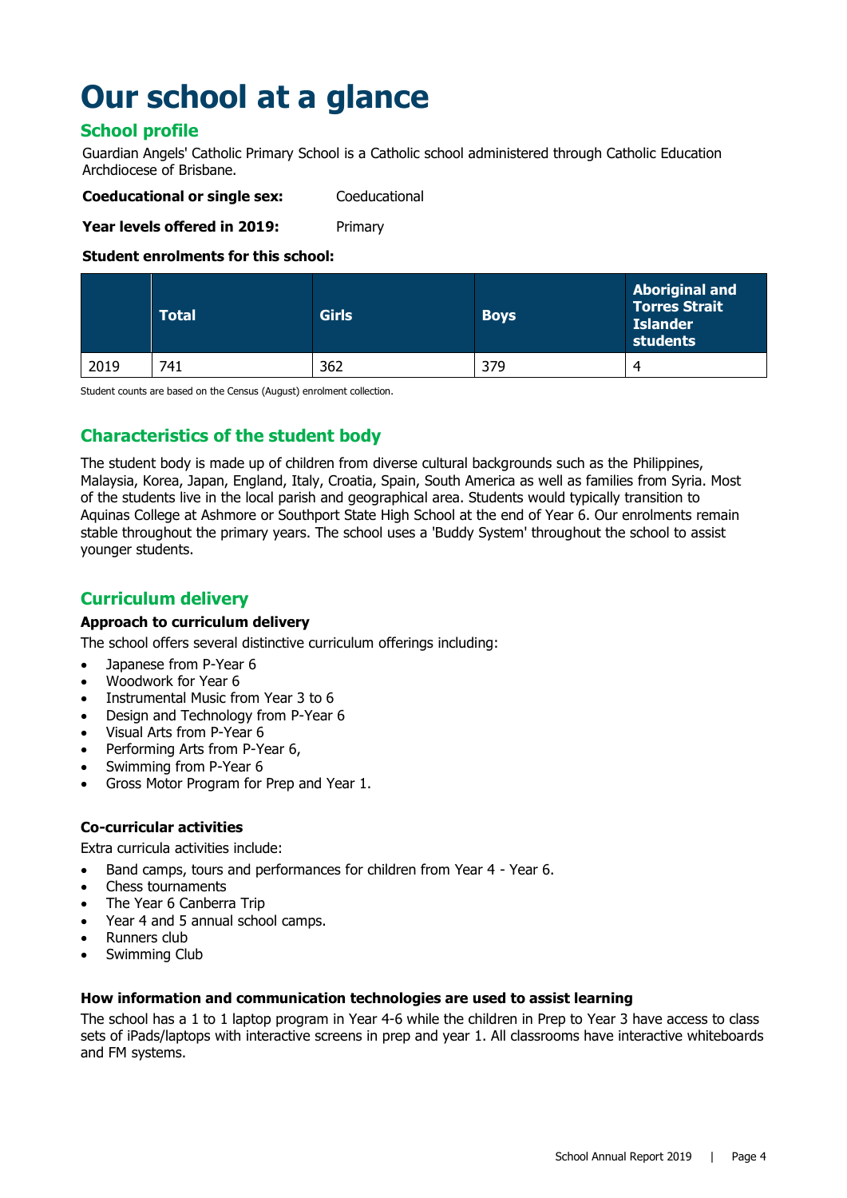# Our school at a glance

## School profile

Guardian Angels' Catholic Primary School is a Catholic school administered through Catholic Education Archdiocese of Brisbane.

**Coeducational or single sex:** Coeducational

**Year levels offered in 2019:** Primary

**Student enrolments for this school:**

| | Total | Girls | Boys | Aboriginal and Torres Strait Islander students |
|---|---|---|---|---|
| 2019 | 741 | 362 | 379 | 4 |

Student counts are based on the Census (August) enrolment collection.

## Characteristics of the student body

The student body is made up of children from diverse cultural backgrounds such as the Philippines, Malaysia, Korea, Japan, England, Italy, Croatia, Spain, South America as well as families from Syria. Most of the students live in the local parish and geographical area. Students would typically transition to Aquinas College at Ashmore or Southport State High School at the end of Year 6. Our enrolments remain stable throughout the primary years. The school uses a 'Buddy System' throughout the school to assist younger students.

## Curriculum delivery

### Approach to curriculum delivery

The school offers several distinctive curriculum offerings including:

- Japanese from P-Year 6
- Woodwork for Year 6
- Instrumental Music from Year 3 to 6
- Design and Technology from P-Year 6
- Visual Arts from P-Year 6
- Performing Arts from P-Year 6,
- Swimming from P-Year 6
- Gross Motor Program for Prep and Year 1.

### Co-curricular activities

Extra curricula activities include:

- Band camps, tours and performances for children from Year 4 - Year 6.
- Chess tournaments
- The Year 6 Canberra Trip
- Year 4 and 5 annual school camps.
- Runners club
- Swimming Club

### How information and communication technologies are used to assist learning

The school has a 1 to 1 laptop program in Year 4-6 while the children in Prep to Year 3 have access to class sets of iPads/laptops with interactive screens in prep and year 1. All classrooms have interactive whiteboards and FM systems.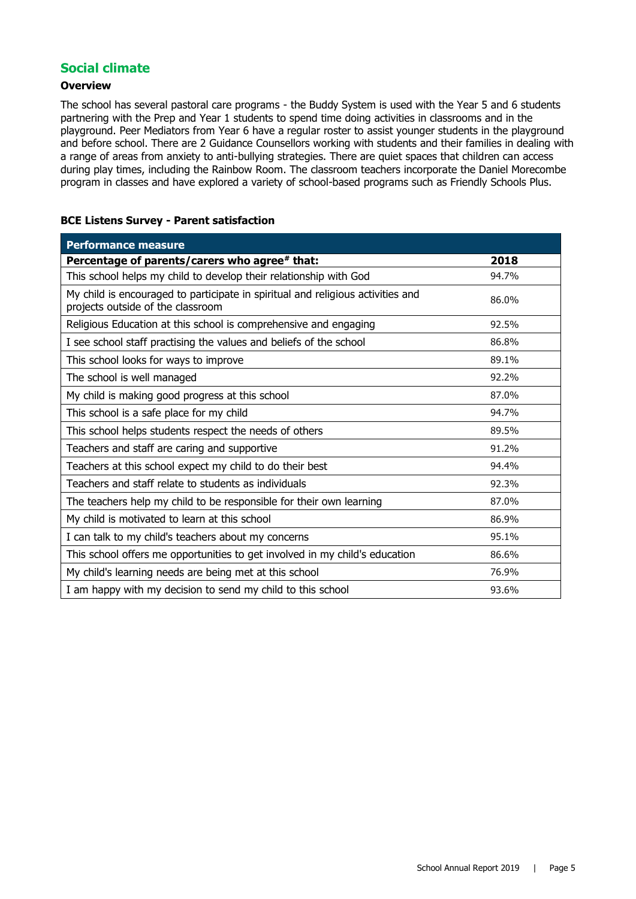## Social climate

### Overview

The school has several pastoral care programs - the Buddy System is used with the Year 5 and 6 students partnering with the Prep and Year 1 students to spend time doing activities in classrooms and in the playground. Peer Mediators from Year 6 have a regular roster to assist younger students in the playground and before school. There are 2 Guidance Counsellors working with students and their families in dealing with a range of areas from anxiety to anti-bullying strategies. There are quiet spaces that children can access during play times, including the Rainbow Room. The classroom teachers incorporate the Daniel Morecombe program in classes and have explored a variety of school-based programs such as Friendly Schools Plus.

**BCE Listens Survey - Parent satisfaction**

| Performance measure | |
|---|---|
| **Percentage of parents/carers who agree# that:** | **2018** |
| This school helps my child to develop their relationship with God | 94.7% |
| My child is encouraged to participate in spiritual and religious activities and projects outside of the classroom | 86.0% |
| Religious Education at this school is comprehensive and engaging | 92.5% |
| I see school staff practising the values and beliefs of the school | 86.8% |
| This school looks for ways to improve | 89.1% |
| The school is well managed | 92.2% |
| My child is making good progress at this school | 87.0% |
| This school is a safe place for my child | 94.7% |
| This school helps students respect the needs of others | 89.5% |
| Teachers and staff are caring and supportive | 91.2% |
| Teachers at this school expect my child to do their best | 94.4% |
| Teachers and staff relate to students as individuals | 92.3% |
| The teachers help my child to be responsible for their own learning | 87.0% |
| My child is motivated to learn at this school | 86.9% |
| I can talk to my child's teachers about my concerns | 95.1% |
| This school offers me opportunities to get involved in my child's education | 86.6% |
| My child's learning needs are being met at this school | 76.9% |
| I am happy with my decision to send my child to this school | 93.6% |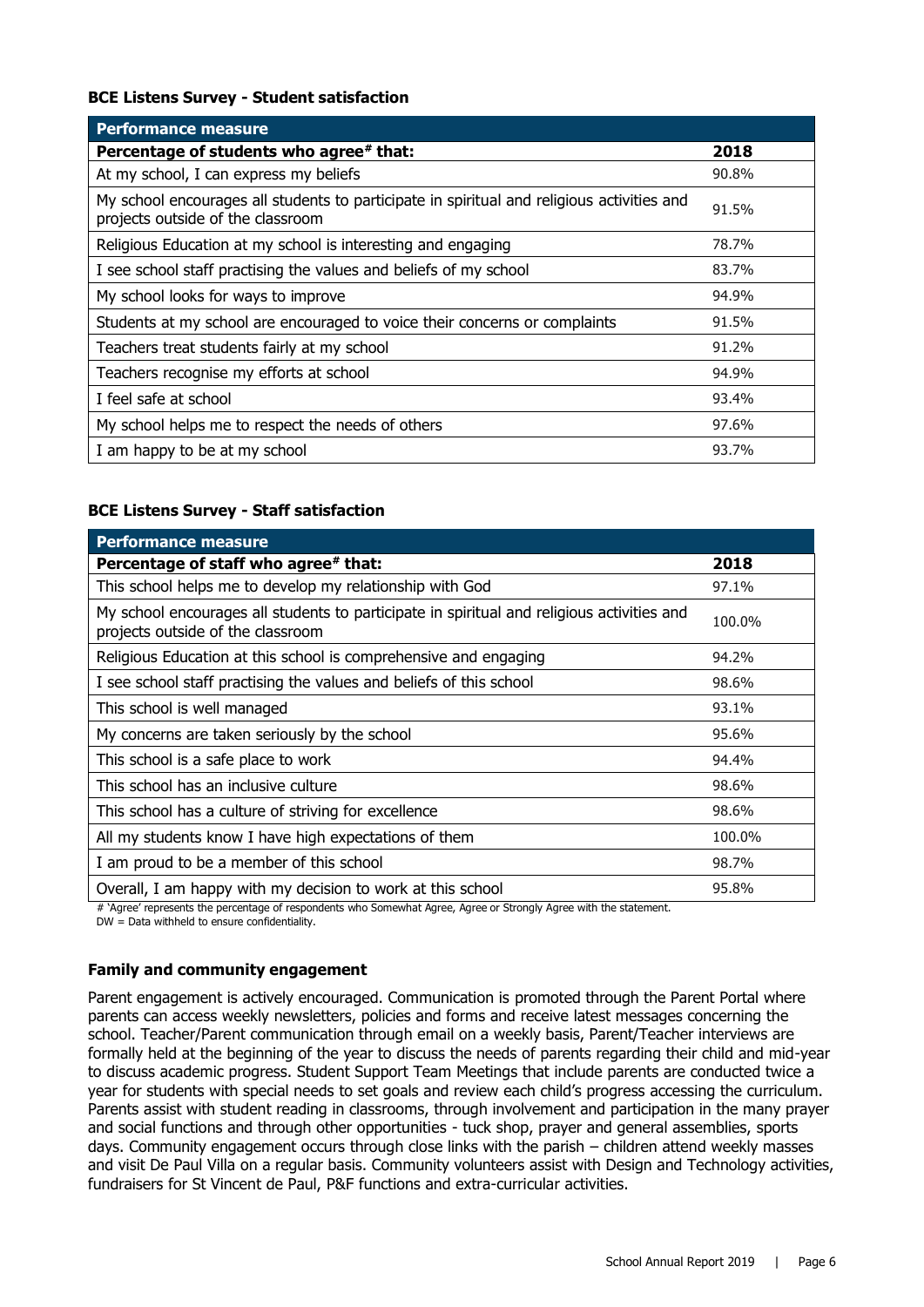**BCE Listens Survey - Student satisfaction**

| Performance measure | |
|---|---|
| **Percentage of students who agree# that:** | **2018** |
| At my school, I can express my beliefs | 90.8% |
| My school encourages all students to participate in spiritual and religious activities and projects outside of the classroom | 91.5% |
| Religious Education at my school is interesting and engaging | 78.7% |
| I see school staff practising the values and beliefs of my school | 83.7% |
| My school looks for ways to improve | 94.9% |
| Students at my school are encouraged to voice their concerns or complaints | 91.5% |
| Teachers treat students fairly at my school | 91.2% |
| Teachers recognise my efforts at school | 94.9% |
| I feel safe at school | 93.4% |
| My school helps me to respect the needs of others | 97.6% |
| I am happy to be at my school | 93.7% |

**BCE Listens Survey - Staff satisfaction**

| Performance measure | |
|---|---|
| **Percentage of staff who agree# that:** | **2018** |
| This school helps me to develop my relationship with God | 97.1% |
| My school encourages all students to participate in spiritual and religious activities and projects outside of the classroom | 100.0% |
| Religious Education at this school is comprehensive and engaging | 94.2% |
| I see school staff practising the values and beliefs of this school | 98.6% |
| This school is well managed | 93.1% |
| My concerns are taken seriously by the school | 95.6% |
| This school is a safe place to work | 94.4% |
| This school has an inclusive culture | 98.6% |
| This school has a culture of striving for excellence | 98.6% |
| All my students know I have high expectations of them | 100.0% |
| I am proud to be a member of this school | 98.7% |
| Overall, I am happy with my decision to work at this school | 95.8% |

# 'Agree' represents the percentage of respondents who Somewhat Agree, Agree or Strongly Agree with the statement.
DW = Data withheld to ensure confidentiality.

**Family and community engagement**

Parent engagement is actively encouraged. Communication is promoted through the Parent Portal where parents can access weekly newsletters, policies and forms and receive latest messages concerning the school. Teacher/Parent communication through email on a weekly basis, Parent/Teacher interviews are formally held at the beginning of the year to discuss the needs of parents regarding their child and mid-year to discuss academic progress. Student Support Team Meetings that include parents are conducted twice a year for students with special needs to set goals and review each child's progress accessing the curriculum. Parents assist with student reading in classrooms, through involvement and participation in the many prayer and social functions and through other opportunities - tuck shop, prayer and general assemblies, sports days. Community engagement occurs through close links with the parish – children attend weekly masses and visit De Paul Villa on a regular basis. Community volunteers assist with Design and Technology activities, fundraisers for St Vincent de Paul, P&F functions and extra-curricular activities.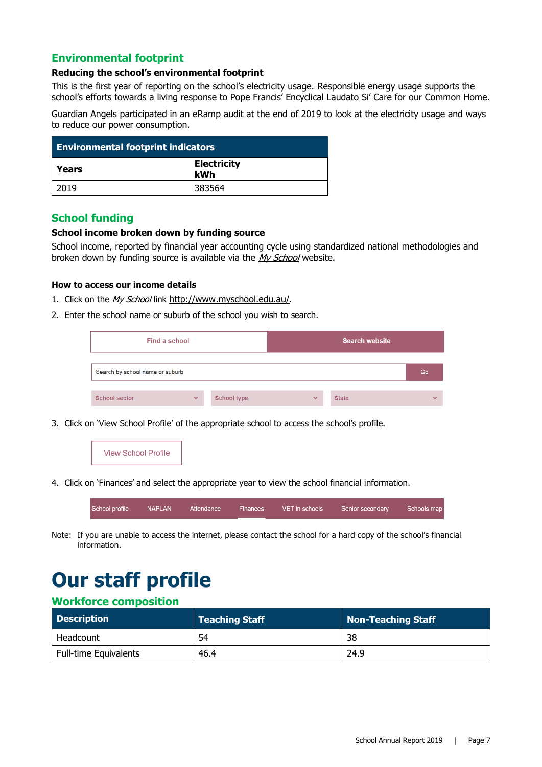## Environmental footprint

### Reducing the school's environmental footprint

This is the first year of reporting on the school's electricity usage. Responsible energy usage supports the school's efforts towards a living response to Pope Francis' Encyclical Laudato Si' Care for our Common Home.

Guardian Angels participated in an eRamp audit at the end of 2019 to look at the electricity usage and ways to reduce our power consumption.

| Environmental footprint indicators | |
|---|---|
| **Years** | **Electricity kWh** |
| 2019 | 383564 |

## School funding

### School income broken down by funding source

School income, reported by financial year accounting cycle using standardized national methodologies and broken down by funding source is available via the *My School* website.

### How to access our income details

1. Click on the *My School* link http://www.myschool.edu.au/.
2. Enter the school name or suburb of the school you wish to search.

| Find a school | Search website |
|---|---|

Search by school name or suburb | Go

School sector | School type | State

3. Click on 'View School Profile' of the appropriate school to access the school's profile.

View School Profile

4. Click on 'Finances' and select the appropriate year to view the school financial information.

School profile | NAPLAN | Attendance | Finances | VET in schools | Senior secondary | Schools map

Note: If you are unable to access the internet, please contact the school for a hard copy of the school's financial information.

# Our staff profile

## Workforce composition

| Description | Teaching Staff | Non-Teaching Staff |
|---|---|---|
| Headcount | 54 | 38 |
| Full-time Equivalents | 46.4 | 24.9 |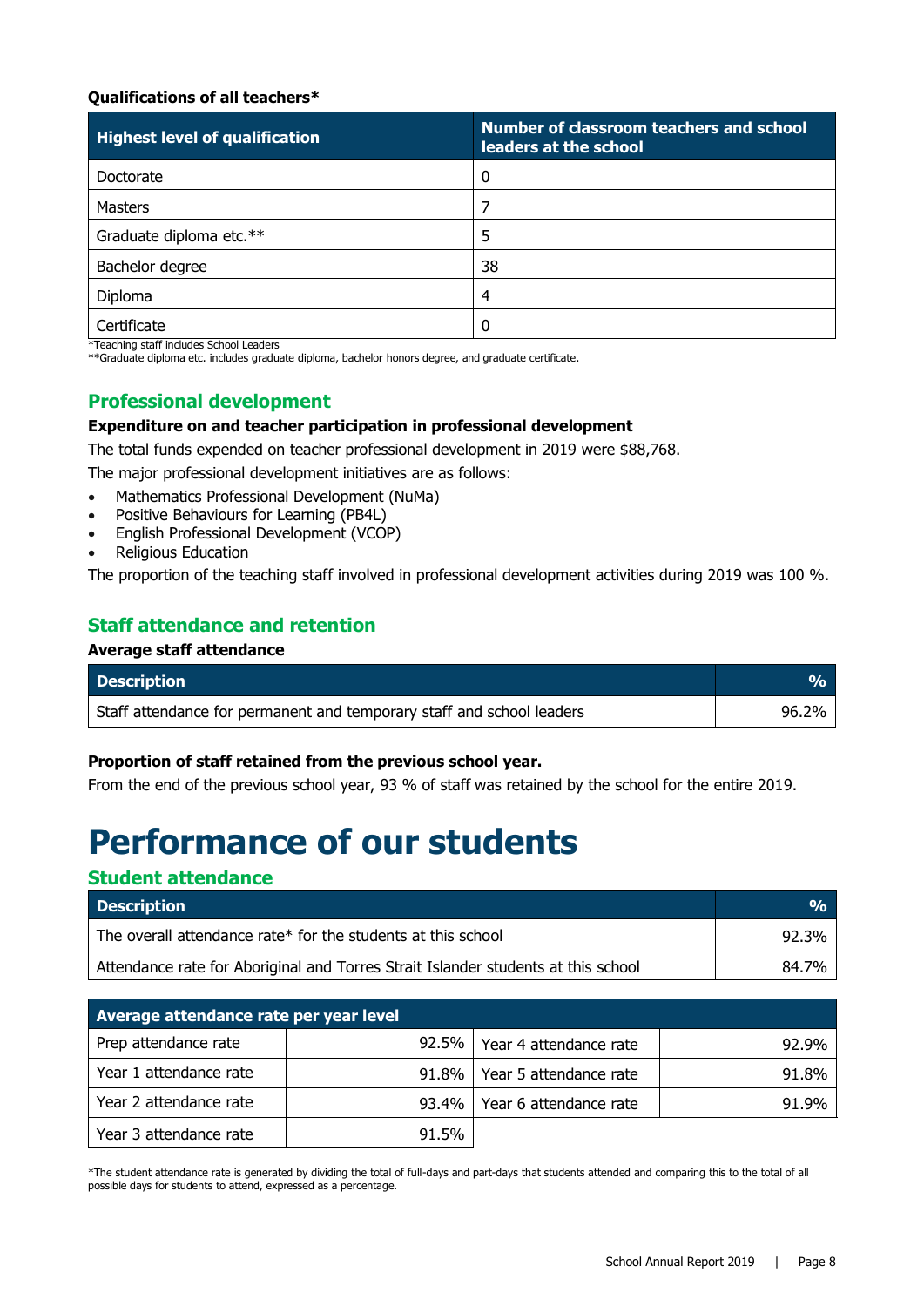**Qualifications of all teachers***

| Highest level of qualification | Number of classroom teachers and school leaders at the school |
|---|---|
| Doctorate | 0 |
| Masters | 7 |
| Graduate diploma etc.** | 5 |
| Bachelor degree | 38 |
| Diploma | 4 |
| Certificate | 0 |

*Teaching staff includes School Leaders
**Graduate diploma etc. includes graduate diploma, bachelor honors degree, and graduate certificate.

## Professional development

**Expenditure on and teacher participation in professional development**

The total funds expended on teacher professional development in 2019 were $88,768.

The major professional development initiatives are as follows:

- Mathematics Professional Development (NuMa)
- Positive Behaviours for Learning (PB4L)
- English Professional Development (VCOP)
- Religious Education

The proportion of the teaching staff involved in professional development activities during 2019 was 100 %.

## Staff attendance and retention

**Average staff attendance**

| Description | % |
|---|---|
| Staff attendance for permanent and temporary staff and school leaders | 96.2% |

**Proportion of staff retained from the previous school year.**

From the end of the previous school year, 93 % of staff was retained by the school for the entire 2019.

# Performance of our students

## Student attendance

| Description | % |
|---|---|
| The overall attendance rate* for the students at this school | 92.3% |
| Attendance rate for Aboriginal and Torres Strait Islander students at this school | 84.7% |

| Average attendance rate per year level | | | |
|---|---|---|---|
| Prep attendance rate | 92.5% | Year 4 attendance rate | 92.9% |
| Year 1 attendance rate | 91.8% | Year 5 attendance rate | 91.8% |
| Year 2 attendance rate | 93.4% | Year 6 attendance rate | 91.9% |
| Year 3 attendance rate | 91.5% | | |

*The student attendance rate is generated by dividing the total of full-days and part-days that students attended and comparing this to the total of all possible days for students to attend, expressed as a percentage.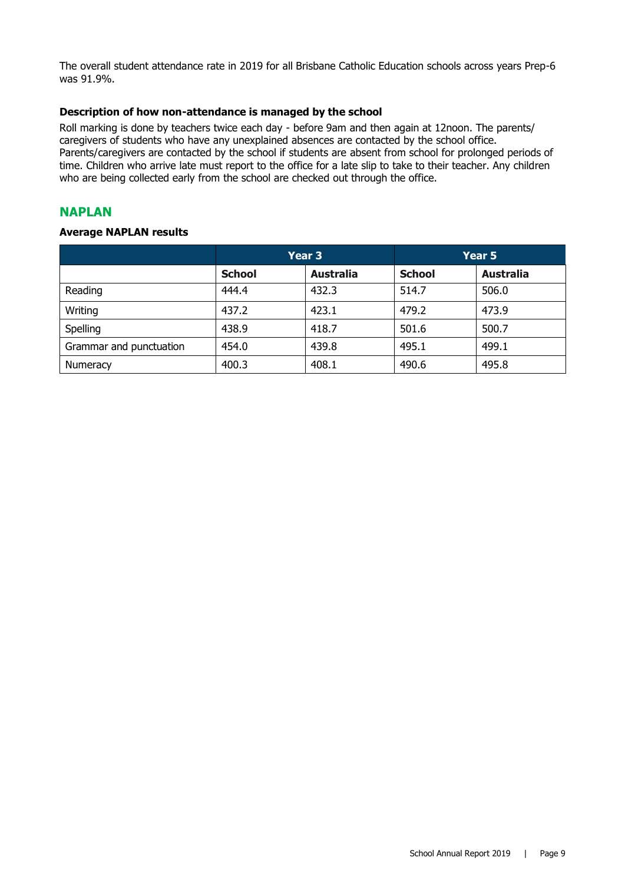The overall student attendance rate in 2019 for all Brisbane Catholic Education schools across years Prep-6 was 91.9%.

### Description of how non-attendance is managed by the school

Roll marking is done by teachers twice each day - before 9am and then again at 12noon. The parents/caregivers of students who have any unexplained absences are contacted by the school office. Parents/caregivers are contacted by the school if students are absent from school for prolonged periods of time. Children who arrive late must report to the office for a late slip to take to their teacher. Any children who are being collected early from the school are checked out through the office.

## NAPLAN

### Average NAPLAN results

| | Year 3 | | Year 5 | |
|---|---|---|---|---|
| | **School** | **Australia** | **School** | **Australia** |
| Reading | 444.4 | 432.3 | 514.7 | 506.0 |
| Writing | 437.2 | 423.1 | 479.2 | 473.9 |
| Spelling | 438.9 | 418.7 | 501.6 | 500.7 |
| Grammar and punctuation | 454.0 | 439.8 | 495.1 | 499.1 |
| Numeracy | 400.3 | 408.1 | 490.6 | 495.8 |